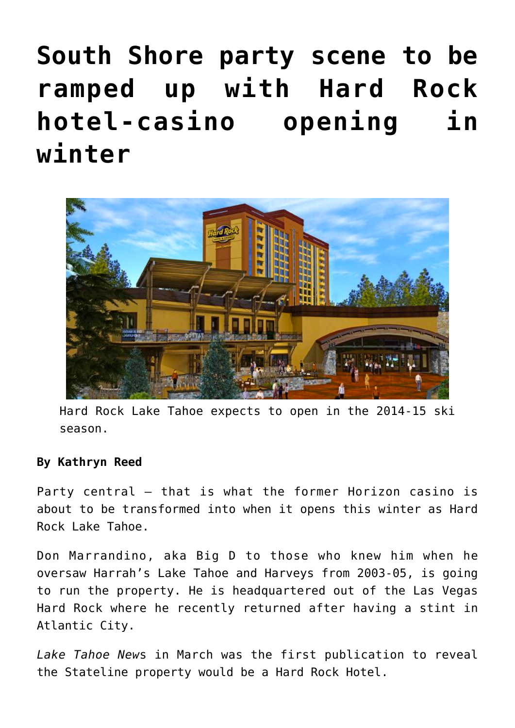# South Shore party scene to be ramped up with Hard Rock hotel-casino opening in winter

Hard Rock Lake Tahoe expects to open in the 2014-15 ski season.

**By Kathryn Reed**

Party central – that is what the former Horizon casino is about to be transformed into when it opens this winter as Hard Rock Lake Tahoe.

Don Marrandino, aka Big D to those who knew him when he oversaw Harrah's Lake Tahoe and Harveys from 2003-05, is going to run the property. He is headquartered out of the Las Vegas Hard Rock where he recently returned after having a stint in Atlantic City.

*Lake Tahoe News* in March was the first publication to reveal the Stateline property would be a Hard Rock Hotel.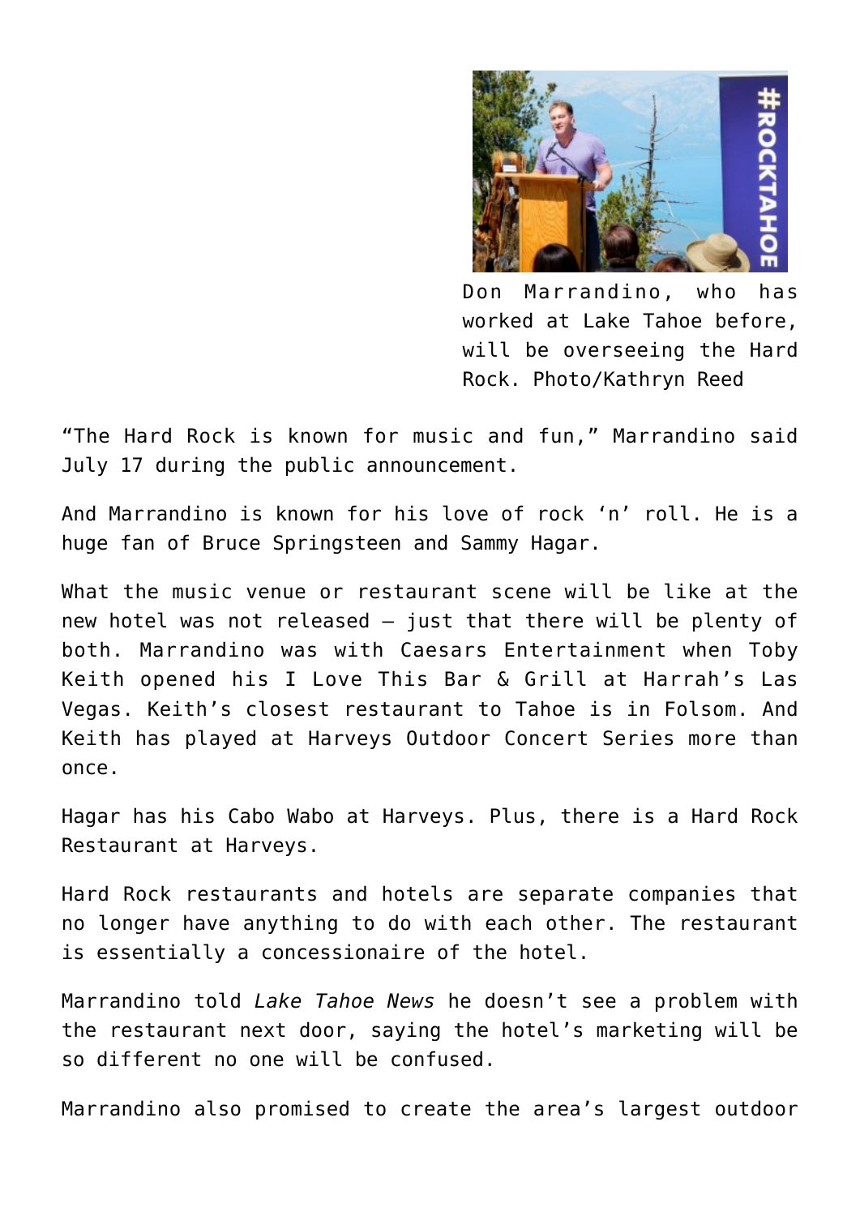Don Marrandino, who has worked at Lake Tahoe before, will be overseeing the Hard Rock. Photo/Kathryn Reed

"The Hard Rock is known for music and fun," Marrandino said July 17 during the public announcement.

And Marrandino is known for his love of rock 'n' roll. He is a huge fan of Bruce Springsteen and Sammy Hagar.

What the music venue or restaurant scene will be like at the new hotel was not released – just that there will be plenty of both. Marrandino was with Caesars Entertainment when Toby Keith opened his I Love This Bar & Grill at Harrah's Las Vegas. Keith's closest restaurant to Tahoe is in Folsom. And Keith has played at Harveys Outdoor Concert Series more than once.

Hagar has his Cabo Wabo at Harveys. Plus, there is a Hard Rock Restaurant at Harveys.

Hard Rock restaurants and hotels are separate companies that no longer have anything to do with each other. The restaurant is essentially a concessionaire of the hotel.

Marrandino told *Lake Tahoe News* he doesn't see a problem with the restaurant next door, saying the hotel's marketing will be so different no one will be confused.

Marrandino also promised to create the area's largest outdoor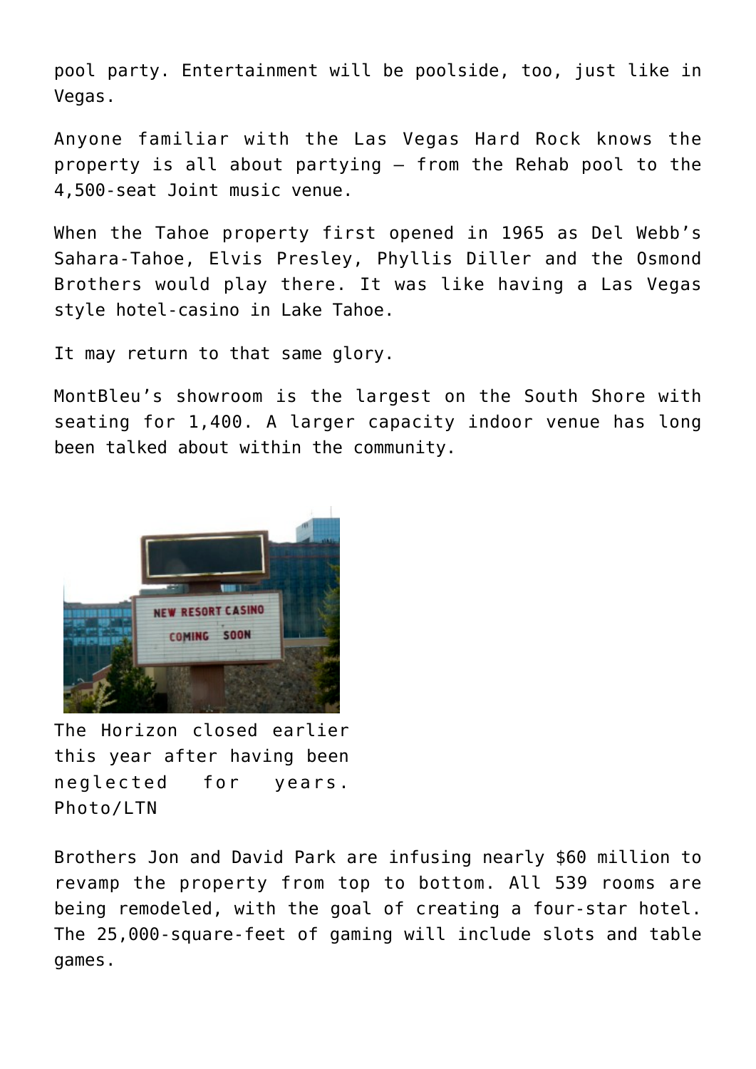pool party. Entertainment will be poolside, too, just like in Vegas.

Anyone familiar with the Las Vegas Hard Rock knows the property is all about partying – from the Rehab pool to the 4,500-seat Joint music venue.

When the Tahoe property first opened in 1965 as Del Webb's Sahara-Tahoe, Elvis Presley, Phyllis Diller and the Osmond Brothers would play there. It was like having a Las Vegas style hotel-casino in Lake Tahoe.

It may return to that same glory.

MontBleu's showroom is the largest on the South Shore with seating for 1,400. A larger capacity indoor venue has long been talked about within the community.

The Horizon closed earlier this year after having been neglected for years. Photo/LTN

Brothers Jon and David Park are infusing nearly $60 million to revamp the property from top to bottom. All 539 rooms are being remodeled, with the goal of creating a four-star hotel. The 25,000-square-feet of gaming will include slots and table games.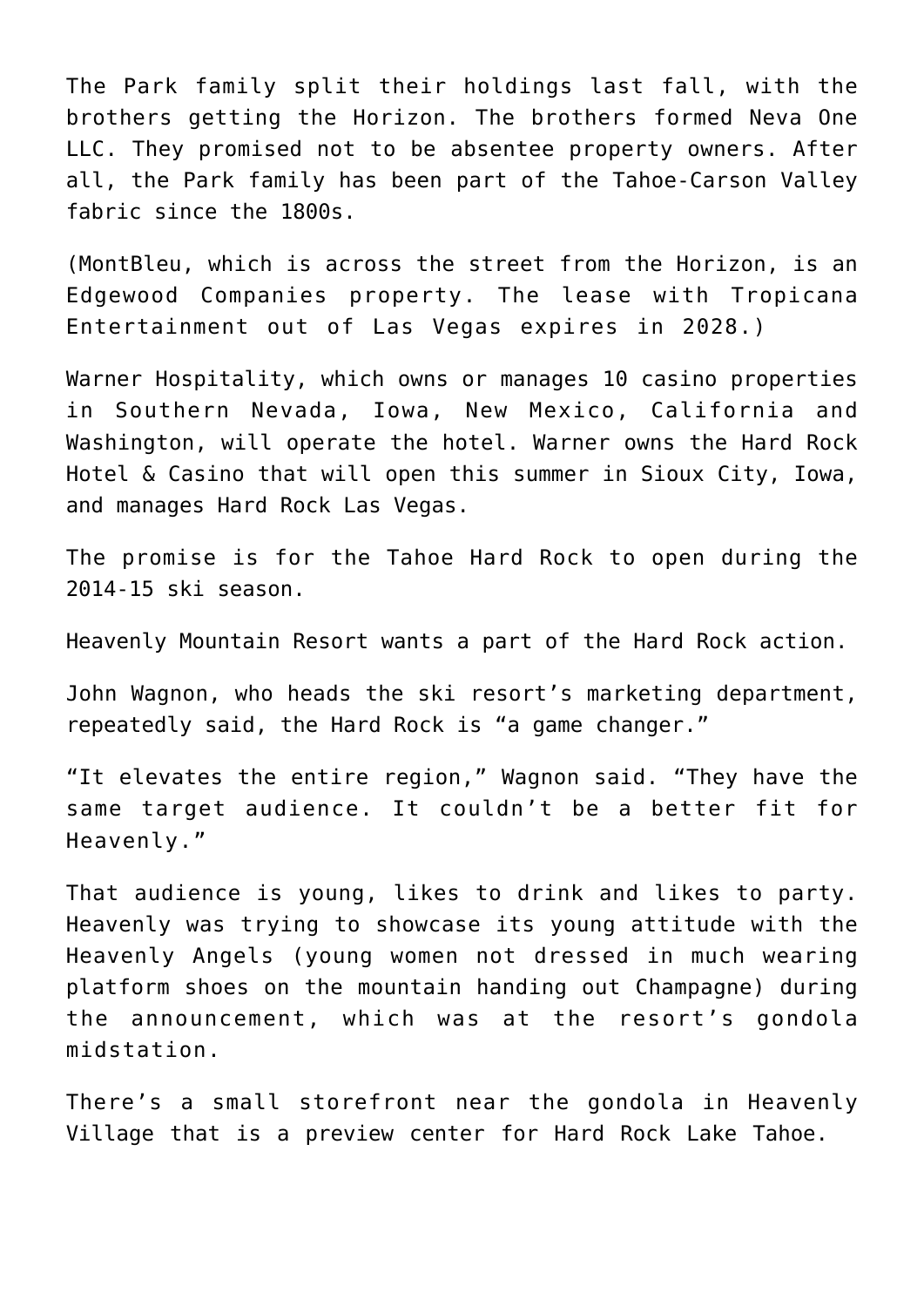The Park family split their holdings last fall, with the brothers getting the Horizon. The brothers formed Neva One LLC. They promised not to be absentee property owners. After all, the Park family has been part of the Tahoe-Carson Valley fabric since the 1800s.

(MontBleu, which is across the street from the Horizon, is an Edgewood Companies property. The lease with Tropicana Entertainment out of Las Vegas expires in 2028.)

Warner Hospitality, which owns or manages 10 casino properties in Southern Nevada, Iowa, New Mexico, California and Washington, will operate the hotel. Warner owns the Hard Rock Hotel & Casino that will open this summer in Sioux City, Iowa, and manages Hard Rock Las Vegas.

The promise is for the Tahoe Hard Rock to open during the 2014-15 ski season.

Heavenly Mountain Resort wants a part of the Hard Rock action.

John Wagnon, who heads the ski resort's marketing department, repeatedly said, the Hard Rock is "a game changer."

"It elevates the entire region," Wagnon said. "They have the same target audience. It couldn't be a better fit for Heavenly."

That audience is young, likes to drink and likes to party. Heavenly was trying to showcase its young attitude with the Heavenly Angels (young women not dressed in much wearing platform shoes on the mountain handing out Champagne) during the announcement, which was at the resort's gondola midstation.

There's a small storefront near the gondola in Heavenly Village that is a preview center for Hard Rock Lake Tahoe.